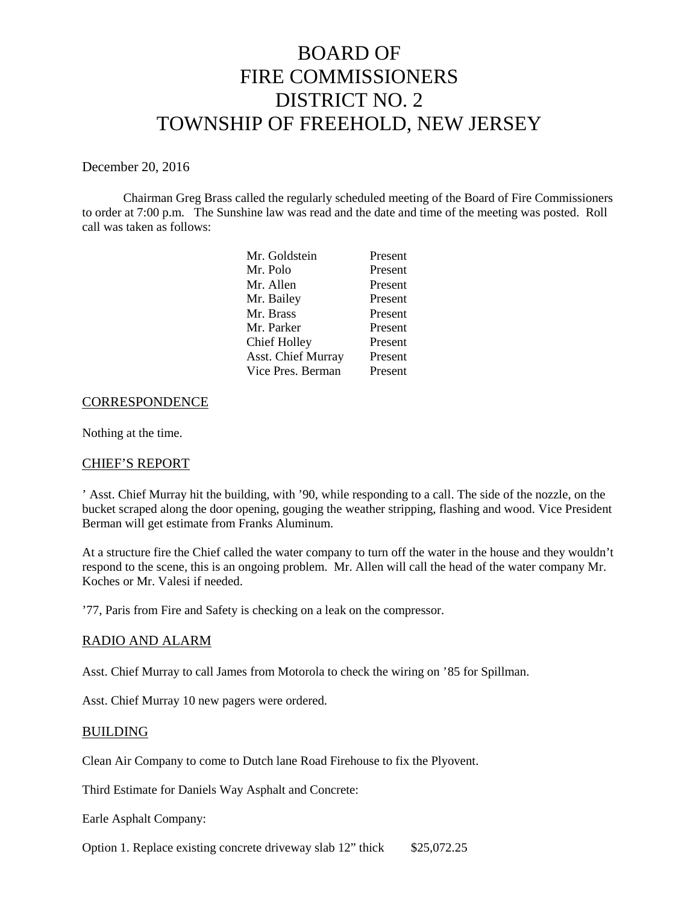# BOARD OF FIRE COMMISSIONERS DISTRICT NO. 2 TOWNSHIP OF FREEHOLD, NEW JERSEY

December 20, 2016

Chairman Greg Brass called the regularly scheduled meeting of the Board of Fire Commissioners to order at 7:00 p.m. The Sunshine law was read and the date and time of the meeting was posted. Roll call was taken as follows:

| | |
|---|---|
| Mr. Goldstein | Present |
| Mr. Polo | Present |
| Mr. Allen | Present |
| Mr. Bailey | Present |
| Mr. Brass | Present |
| Mr. Parker | Present |
| Chief Holley | Present |
| Asst. Chief Murray | Present |
| Vice Pres. Berman | Present |

## CORRESPONDENCE

Nothing at the time.

## CHIEF'S REPORT

' Asst. Chief Murray hit the building, with '90, while responding to a call. The side of the nozzle, on the bucket scraped along the door opening, gouging the weather stripping, flashing and wood. Vice President Berman will get estimate from Franks Aluminum.

At a structure fire the Chief called the water company to turn off the water in the house and they wouldn't respond to the scene, this is an ongoing problem. Mr. Allen will call the head of the water company Mr. Koches or Mr. Valesi if needed.

'77, Paris from Fire and Safety is checking on a leak on the compressor.

## RADIO AND ALARM

Asst. Chief Murray to call James from Motorola to check the wiring on '85 for Spillman.

Asst. Chief Murray 10 new pagers were ordered.

## BUILDING

Clean Air Company to come to Dutch lane Road Firehouse to fix the Plyovent.

Third Estimate for Daniels Way Asphalt and Concrete:

Earle Asphalt Company:

Option 1. Replace existing concrete driveway slab 12" thick $25,072.25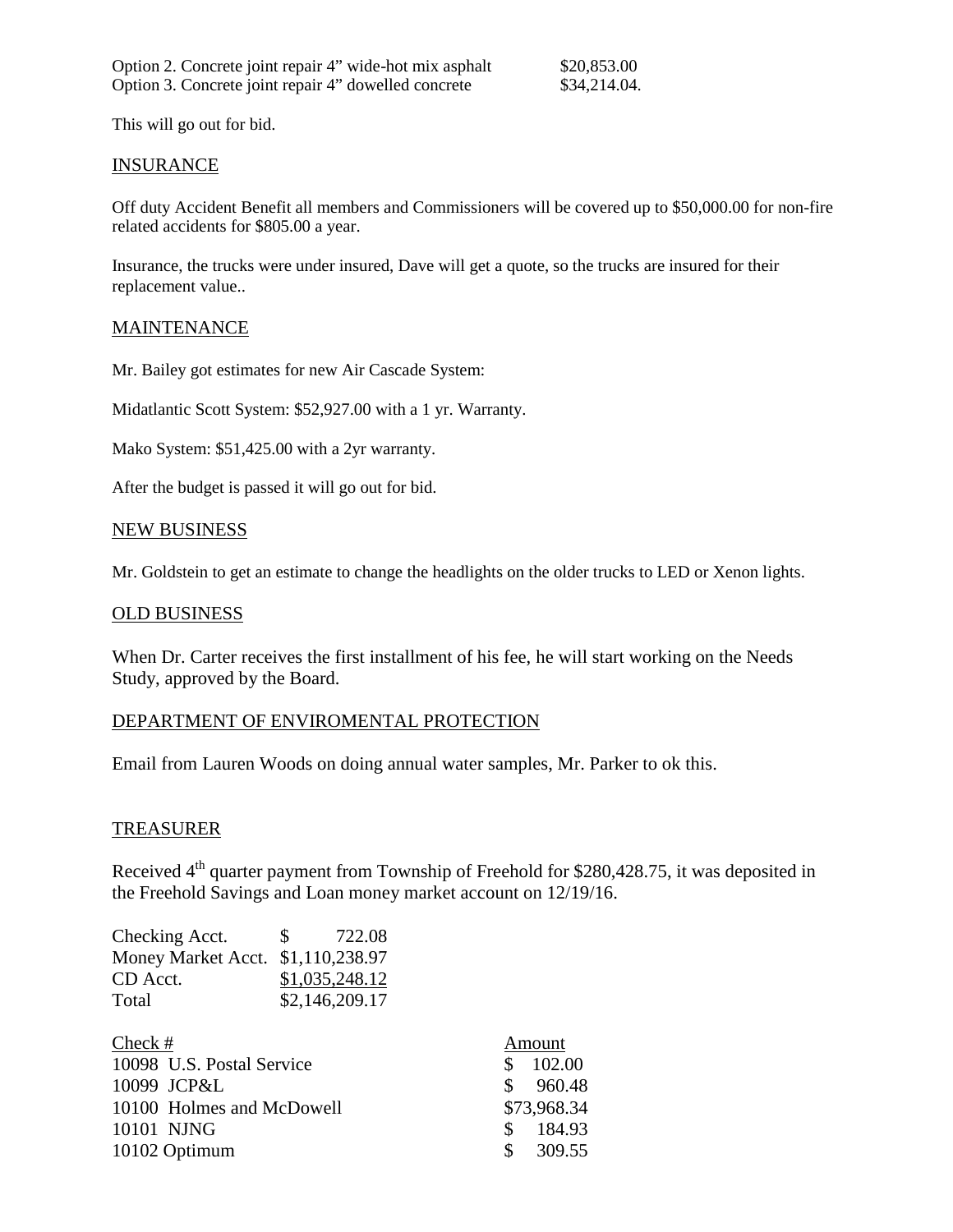Option 2. Concrete joint repair 4" wide-hot mix asphalt $20,853.00
Option 3. Concrete joint repair 4" dowelled concrete $34,214.04.

This will go out for bid.

## INSURANCE

Off duty Accident Benefit all members and Commissioners will be covered up to $50,000.00 for non-fire related accidents for $805.00 a year.

Insurance, the trucks were under insured, Dave will get a quote, so the trucks are insured for their replacement value..

## MAINTENANCE

Mr. Bailey got estimates for new Air Cascade System:

Midatlantic Scott System: $52,927.00 with a 1 yr. Warranty.

Mako System: $51,425.00 with a 2yr warranty.

After the budget is passed it will go out for bid.

## NEW BUSINESS

Mr. Goldstein to get an estimate to change the headlights on the older trucks to LED or Xenon lights.

## OLD BUSINESS

When Dr. Carter receives the first installment of his fee, he will start working on the Needs Study, approved by the Board.

## DEPARTMENT OF ENVIROMENTAL PROTECTION

Email from Lauren Woods on doing annual water samples, Mr. Parker to ok this.

## TREASURER

Received 4th quarter payment from Township of Freehold for $280,428.75, it was deposited in the Freehold Savings and Loan money market account on 12/19/16.

| | |
|---|---|
| Checking Acct. | $ 722.08 |
| Money Market Acct. | $1,110,238.97 |
| CD Acct. | $1,035,248.12 |
| Total | $2,146,209.17 |

| Check # | Amount |
|---|---|
| 10098 U.S. Postal Service | $ 102.00 |
| 10099 JCP&L | $ 960.48 |
| 10100 Holmes and McDowell | $73,968.34 |
| 10101 NJNG | $ 184.93 |
| 10102 Optimum | $ 309.55 |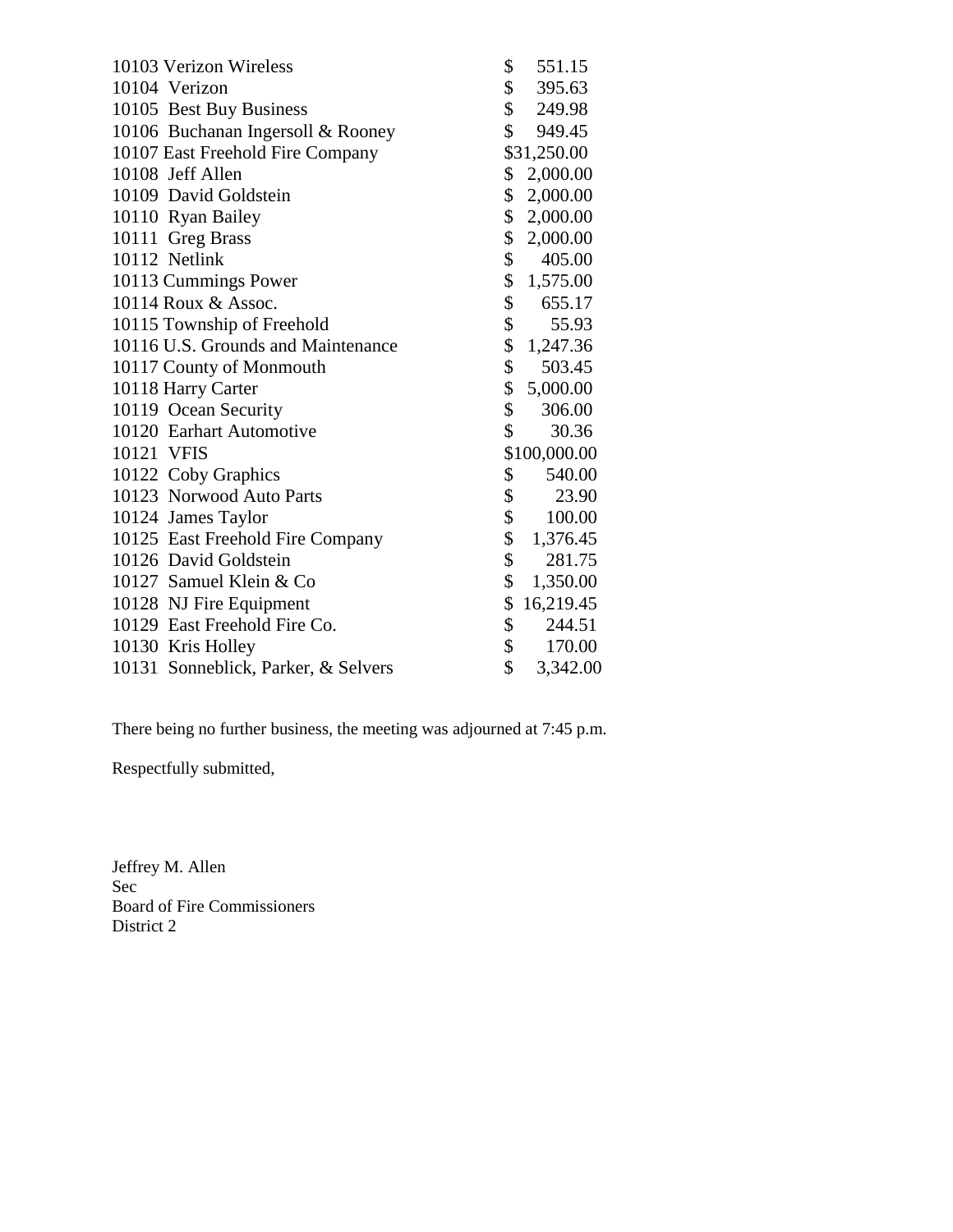| | |
|---|---|
| 10103 Verizon Wireless | $ 551.15 |
| 10104 Verizon | $ 395.63 |
| 10105 Best Buy Business | $ 249.98 |
| 10106 Buchanan Ingersoll & Rooney | $ 949.45 |
| 10107 East Freehold Fire Company | $31,250.00 |
| 10108 Jeff Allen | $ 2,000.00 |
| 10109 David Goldstein | $ 2,000.00 |
| 10110 Ryan Bailey | $ 2,000.00 |
| 10111 Greg Brass | $ 2,000.00 |
| 10112 Netlink | $ 405.00 |
| 10113 Cummings Power | $ 1,575.00 |
| 10114 Roux & Assoc. | $ 655.17 |
| 10115 Township of Freehold | $ 55.93 |
| 10116 U.S. Grounds and Maintenance | $ 1,247.36 |
| 10117 County of Monmouth | $ 503.45 |
| 10118 Harry Carter | $ 5,000.00 |
| 10119 Ocean Security | $ 306.00 |
| 10120 Earhart Automotive | $ 30.36 |
| 10121 VFIS | $100,000.00 |
| 10122 Coby Graphics | $ 540.00 |
| 10123 Norwood Auto Parts | $ 23.90 |
| 10124 James Taylor | $ 100.00 |
| 10125 East Freehold Fire Company | $ 1,376.45 |
| 10126 David Goldstein | $ 281.75 |
| 10127 Samuel Klein & Co | $ 1,350.00 |
| 10128 NJ Fire Equipment | $ 16,219.45 |
| 10129 East Freehold Fire Co. | $ 244.51 |
| 10130 Kris Holley | $ 170.00 |
| 10131 Sonneblick, Parker, & Selvers | $ 3,342.00 |

There being no further business, the meeting was adjourned at 7:45 p.m.

Respectfully submitted,

Jeffrey M. Allen
Sec
Board of Fire Commissioners
District 2